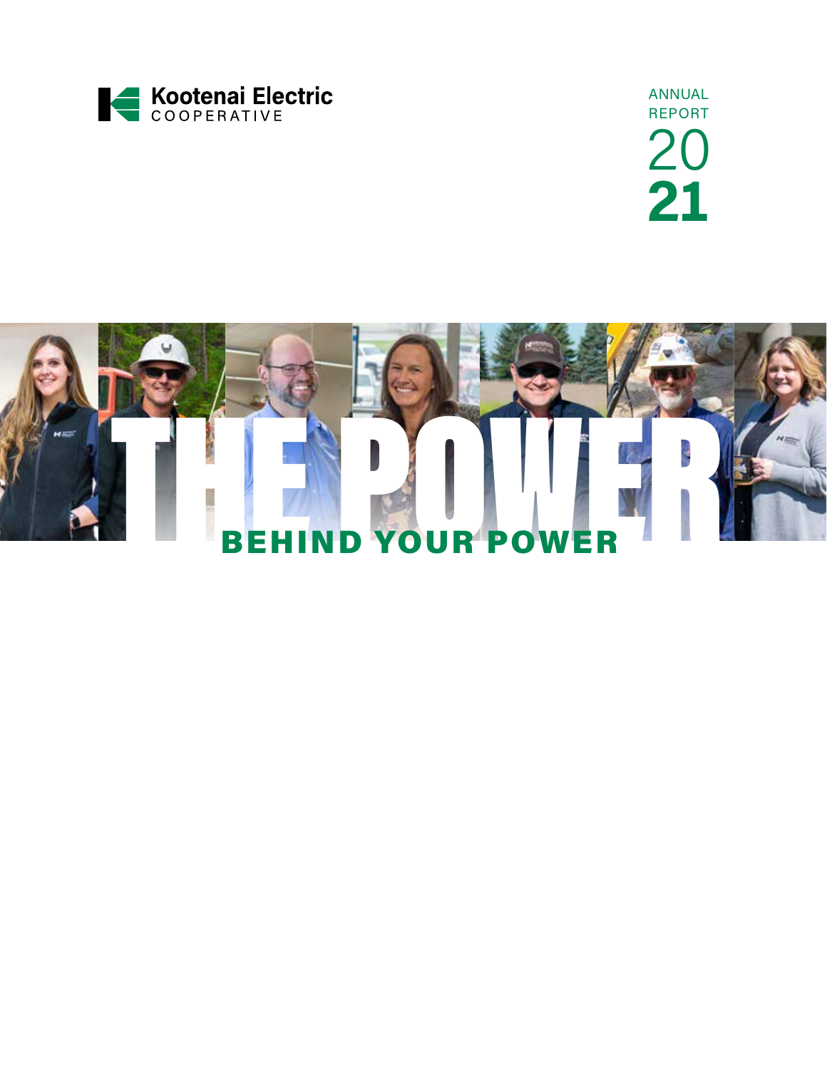Kootenai Electric
COOPERATIVE

ANNUAL REPORT 2021

# THE POWER

## BEHIND YOUR POWER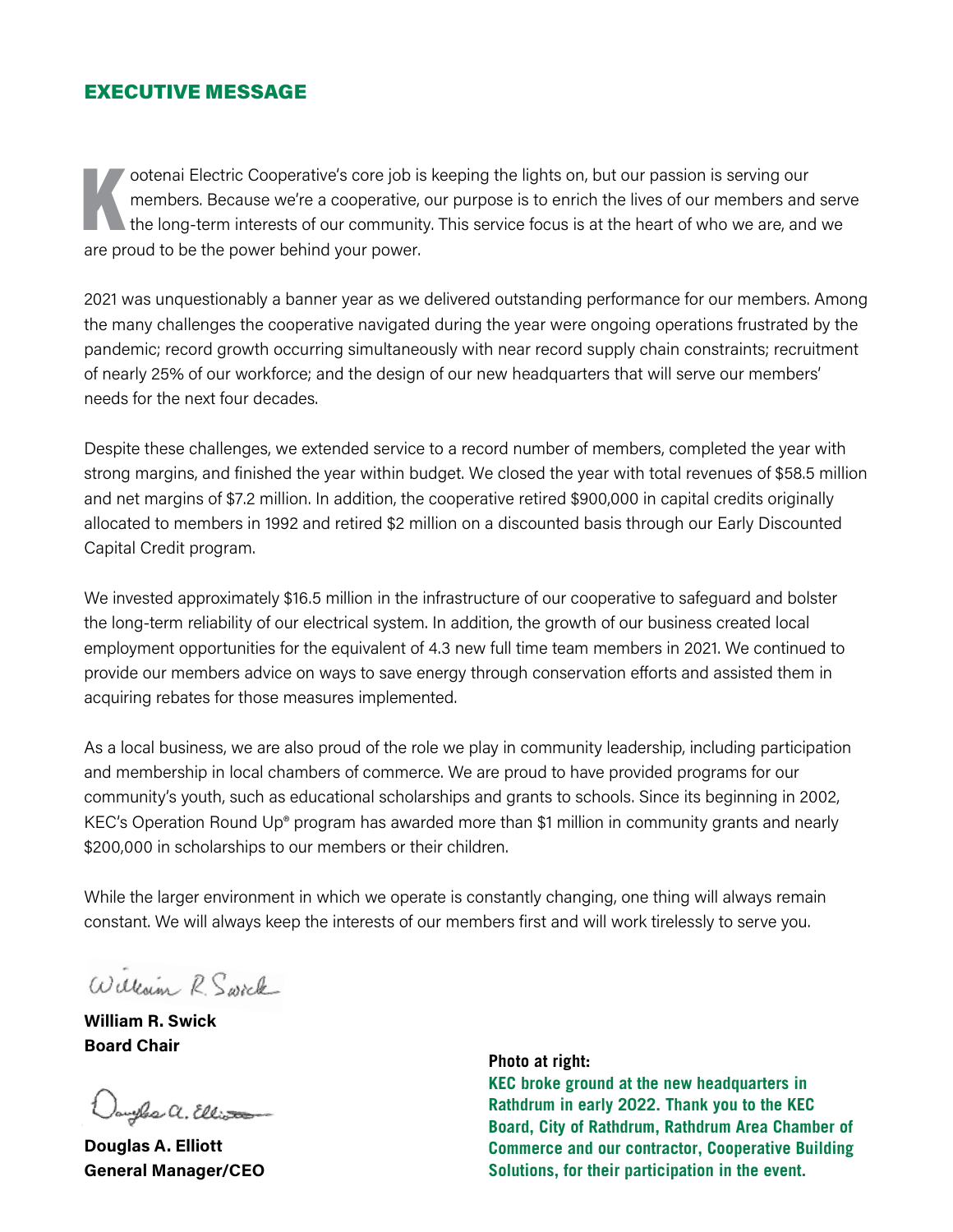## EXECUTIVE MESSAGE

Kootenai Electric Cooperative's core job is keeping the lights on, but our passion is serving our members. Because we're a cooperative, our purpose is to enrich the lives of our members and serve the long-term interests of our community. This service focus is at the heart of who we are, and we are proud to be the power behind your power.

2021 was unquestionably a banner year as we delivered outstanding performance for our members. Among the many challenges the cooperative navigated during the year were ongoing operations frustrated by the pandemic; record growth occurring simultaneously with near record supply chain constraints; recruitment of nearly 25% of our workforce; and the design of our new headquarters that will serve our members' needs for the next four decades.

Despite these challenges, we extended service to a record number of members, completed the year with strong margins, and finished the year within budget. We closed the year with total revenues of $58.5 million and net margins of $7.2 million. In addition, the cooperative retired $900,000 in capital credits originally allocated to members in 1992 and retired $2 million on a discounted basis through our Early Discounted Capital Credit program.

We invested approximately $16.5 million in the infrastructure of our cooperative to safeguard and bolster the long-term reliability of our electrical system. In addition, the growth of our business created local employment opportunities for the equivalent of 4.3 new full time team members in 2021. We continued to provide our members advice on ways to save energy through conservation efforts and assisted them in acquiring rebates for those measures implemented.

As a local business, we are also proud of the role we play in community leadership, including participation and membership in local chambers of commerce. We are proud to have provided programs for our community's youth, such as educational scholarships and grants to schools. Since its beginning in 2002, KEC's Operation Round Up® program has awarded more than $1 million in community grants and nearly $200,000 in scholarships to our members or their children.

While the larger environment in which we operate is constantly changing, one thing will always remain constant. We will always keep the interests of our members first and will work tirelessly to serve you.

*William R. Swick*

**William R. Swick**
**Board Chair**

*Douglas A. Elliott*

**Douglas A. Elliott**
**General Manager/CEO**

**Photo at right:**
**KEC broke ground at the new headquarters in Rathdrum in early 2022. Thank you to the KEC Board, City of Rathdrum, Rathdrum Area Chamber of Commerce and our contractor, Cooperative Building Solutions, for their participation in the event.**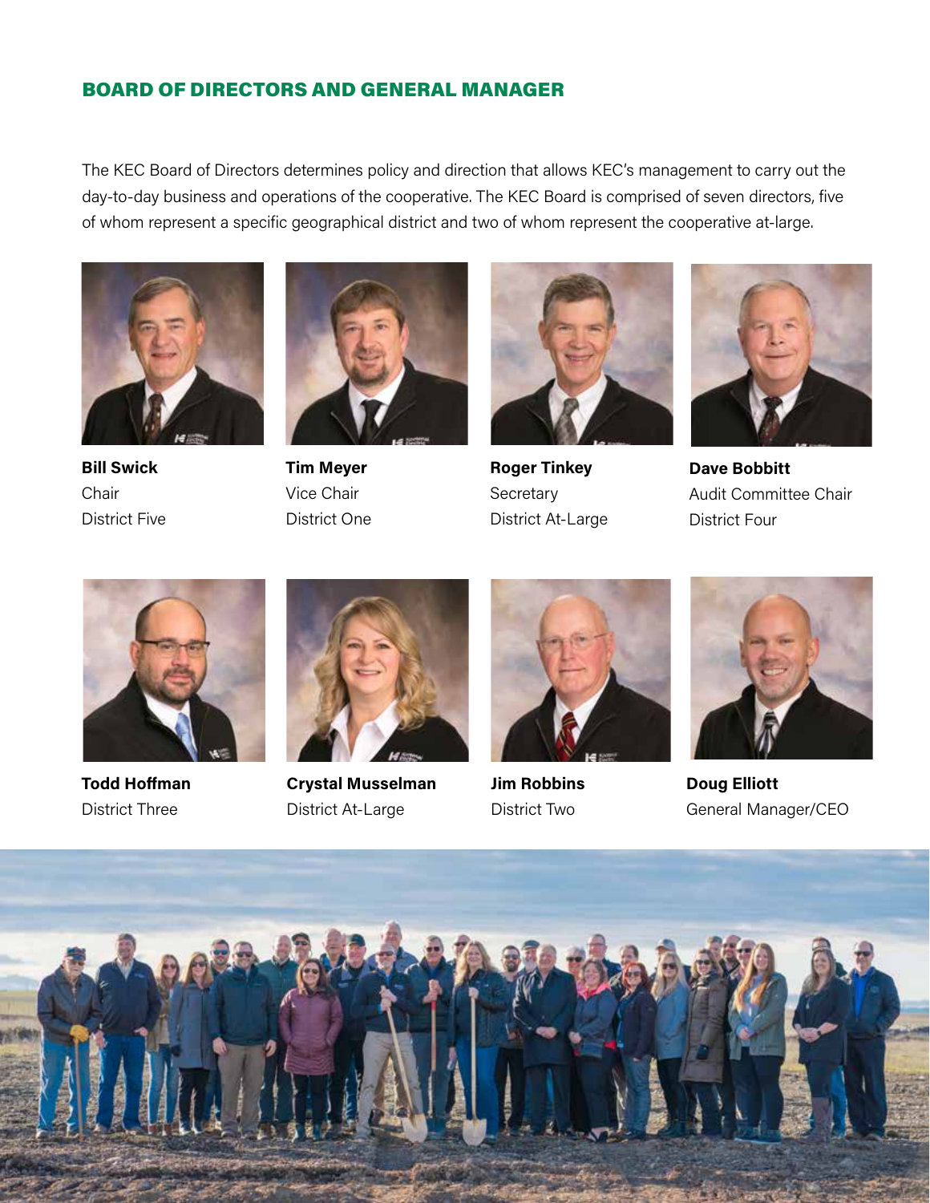## BOARD OF DIRECTORS AND GENERAL MANAGER

The KEC Board of Directors determines policy and direction that allows KEC's management to carry out the day-to-day business and operations of the cooperative. The KEC Board is comprised of seven directors, five of whom represent a specific geographical district and two of whom represent the cooperative at-large.

**Bill Swick**
Chair
District Five

**Tim Meyer**
Vice Chair
District One

**Roger Tinkey**
Secretary
District At-Large

**Dave Bobbitt**
Audit Committee Chair
District Four

**Todd Hoffman**
District Three

**Crystal Musselman**
District At-Large

**Jim Robbins**
District Two

**Doug Elliott**
General Manager/CEO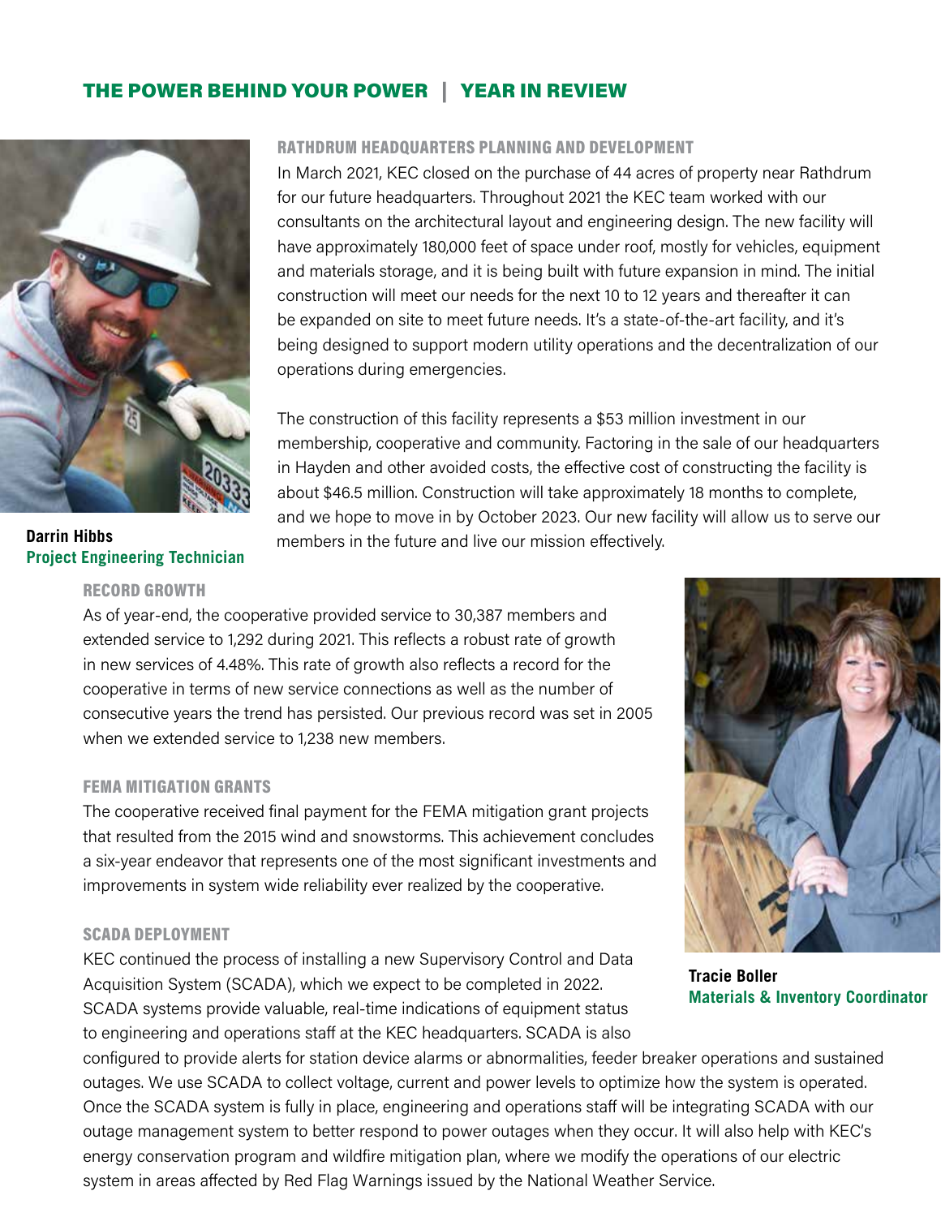## THE POWER BEHIND YOUR POWER | YEAR IN REVIEW

### RATHDRUM HEADQUARTERS PLANNING AND DEVELOPMENT

In March 2021, KEC closed on the purchase of 44 acres of property near Rathdrum for our future headquarters. Throughout 2021 the KEC team worked with our consultants on the architectural layout and engineering design. The new facility will have approximately 180,000 feet of space under roof, mostly for vehicles, equipment and materials storage, and it is being built with future expansion in mind. The initial construction will meet our needs for the next 10 to 12 years and thereafter it can be expanded on site to meet future needs. It's a state-of-the-art facility, and it's being designed to support modern utility operations and the decentralization of our operations during emergencies.

The construction of this facility represents a $53 million investment in our membership, cooperative and community. Factoring in the sale of our headquarters in Hayden and other avoided costs, the effective cost of constructing the facility is about $46.5 million. Construction will take approximately 18 months to complete, and we hope to move in by October 2023. Our new facility will allow us to serve our members in the future and live our mission effectively.

**Darrin Hibbs**
**Project Engineering Technician**

### RECORD GROWTH

As of year-end, the cooperative provided service to 30,387 members and extended service to 1,292 during 2021. This reflects a robust rate of growth in new services of 4.48%. This rate of growth also reflects a record for the cooperative in terms of new service connections as well as the number of consecutive years the trend has persisted. Our previous record was set in 2005 when we extended service to 1,238 new members.

### FEMA MITIGATION GRANTS

The cooperative received final payment for the FEMA mitigation grant projects that resulted from the 2015 wind and snowstorms. This achievement concludes a six-year endeavor that represents one of the most significant investments and improvements in system wide reliability ever realized by the cooperative.

### SCADA DEPLOYMENT

KEC continued the process of installing a new Supervisory Control and Data Acquisition System (SCADA), which we expect to be completed in 2022. SCADA systems provide valuable, real-time indications of equipment status to engineering and operations staff at the KEC headquarters. SCADA is also configured to provide alerts for station device alarms or abnormalities, feeder breaker operations and sustained outages. We use SCADA to collect voltage, current and power levels to optimize how the system is operated. Once the SCADA system is fully in place, engineering and operations staff will be integrating SCADA with our outage management system to better respond to power outages when they occur. It will also help with KEC's energy conservation program and wildfire mitigation plan, where we modify the operations of our electric system in areas affected by Red Flag Warnings issued by the National Weather Service.

**Tracie Boller**
**Materials & Inventory Coordinator**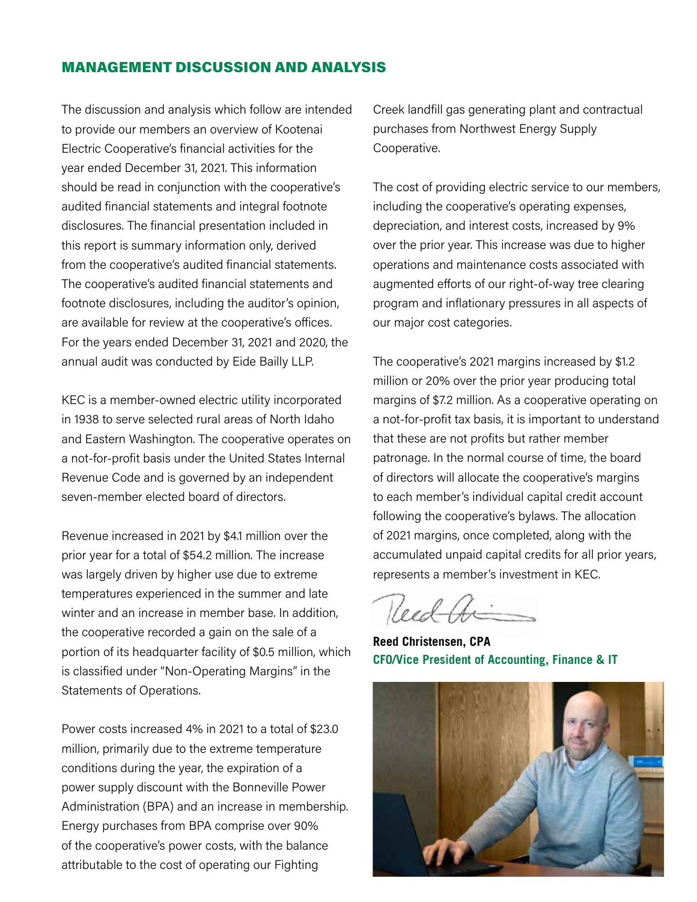## MANAGEMENT DISCUSSION AND ANALYSIS

The discussion and analysis which follow are intended to provide our members an overview of Kootenai Electric Cooperative's financial activities for the year ended December 31, 2021. This information should be read in conjunction with the cooperative's audited financial statements and integral footnote disclosures. The financial presentation included in this report is summary information only, derived from the cooperative's audited financial statements. The cooperative's audited financial statements and footnote disclosures, including the auditor's opinion, are available for review at the cooperative's offices. For the years ended December 31, 2021 and 2020, the annual audit was conducted by Eide Bailly LLP.

KEC is a member-owned electric utility incorporated in 1938 to serve selected rural areas of North Idaho and Eastern Washington. The cooperative operates on a not-for-profit basis under the United States Internal Revenue Code and is governed by an independent seven-member elected board of directors.

Revenue increased in 2021 by $4.1 million over the prior year for a total of $54.2 million. The increase was largely driven by higher use due to extreme temperatures experienced in the summer and late winter and an increase in member base. In addition, the cooperative recorded a gain on the sale of a portion of its headquarter facility of $0.5 million, which is classified under "Non-Operating Margins" in the Statements of Operations.

Power costs increased 4% in 2021 to a total of $23.0 million, primarily due to the extreme temperature conditions during the year, the expiration of a power supply discount with the Bonneville Power Administration (BPA) and an increase in membership. Energy purchases from BPA comprise over 90% of the cooperative's power costs, with the balance attributable to the cost of operating our Fighting Creek landfill gas generating plant and contractual purchases from Northwest Energy Supply Cooperative.

The cost of providing electric service to our members, including the cooperative's operating expenses, depreciation, and interest costs, increased by 9% over the prior year. This increase was due to higher operations and maintenance costs associated with augmented efforts of our right-of-way tree clearing program and inflationary pressures in all aspects of our major cost categories.

The cooperative's 2021 margins increased by $1.2 million or 20% over the prior year producing total margins of $7.2 million. As a cooperative operating on a not-for-profit tax basis, it is important to understand that these are not profits but rather member patronage. In the normal course of time, the board of directors will allocate the cooperative's margins to each member's individual capital credit account following the cooperative's bylaws. The allocation of 2021 margins, once completed, along with the accumulated unpaid capital credits for all prior years, represents a member's investment in KEC.

**Reed Christensen, CPA**
**CFO/Vice President of Accounting, Finance & IT**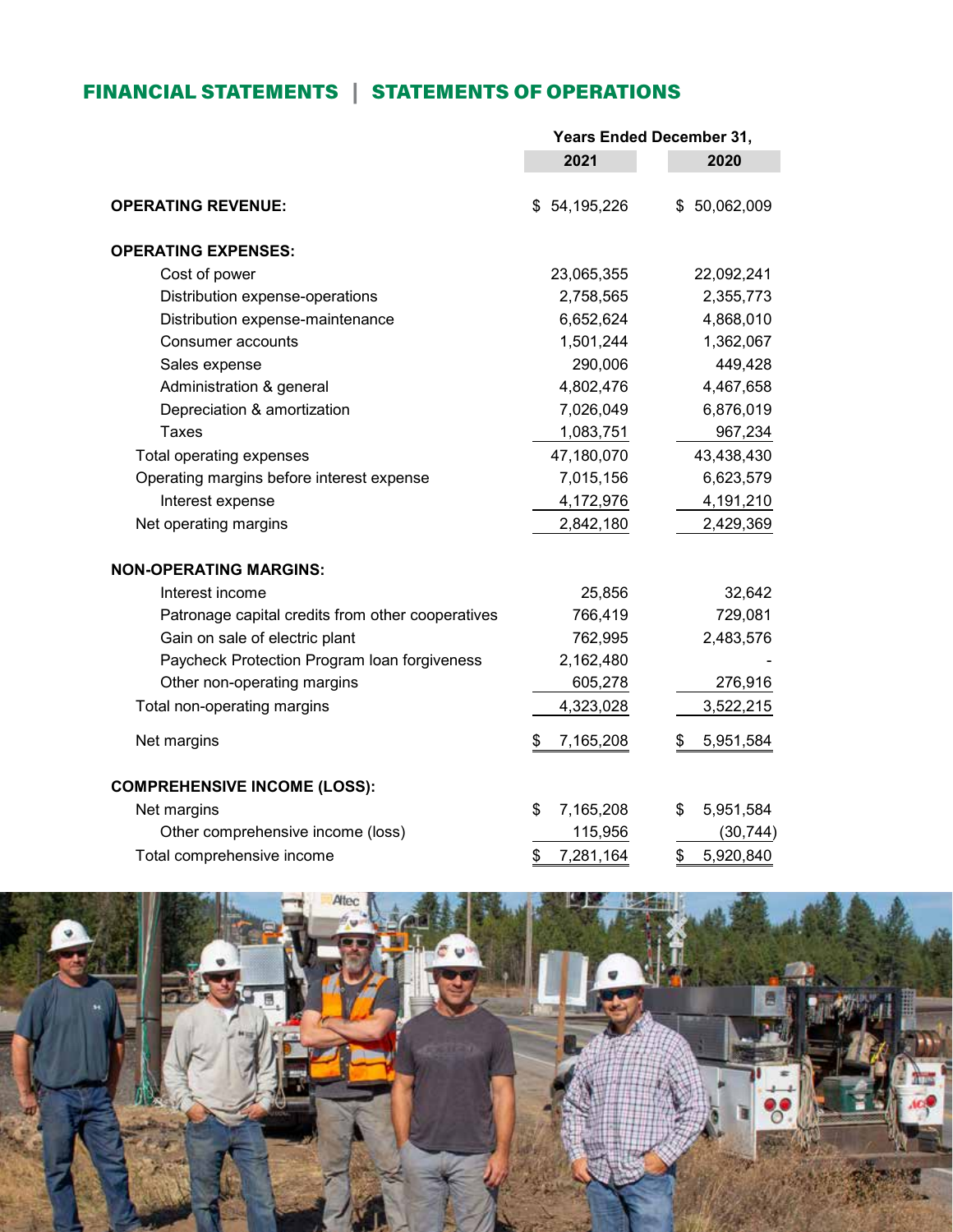## FINANCIAL STATEMENTS | STATEMENTS OF OPERATIONS

| | Years Ended December 31, | |
|---|---|---|
| | 2021 | 2020 |
| **OPERATING REVENUE:** | $ 54,195,226 | $ 50,062,009 |
| **OPERATING EXPENSES:** | | |
| Cost of power | 23,065,355 | 22,092,241 |
| Distribution expense-operations | 2,758,565 | 2,355,773 |
| Distribution expense-maintenance | 6,652,624 | 4,868,010 |
| Consumer accounts | 1,501,244 | 1,362,067 |
| Sales expense | 290,006 | 449,428 |
| Administration & general | 4,802,476 | 4,467,658 |
| Depreciation & amortization | 7,026,049 | 6,876,019 |
| Taxes | 1,083,751 | 967,234 |
| Total operating expenses | 47,180,070 | 43,438,430 |
| Operating margins before interest expense | 7,015,156 | 6,623,579 |
| Interest expense | 4,172,976 | 4,191,210 |
| Net operating margins | 2,842,180 | 2,429,369 |
| **NON-OPERATING MARGINS:** | | |
| Interest income | 25,856 | 32,642 |
| Patronage capital credits from other cooperatives | 766,419 | 729,081 |
| Gain on sale of electric plant | 762,995 | 2,483,576 |
| Paycheck Protection Program loan forgiveness | 2,162,480 | - |
| Other non-operating margins | 605,278 | 276,916 |
| Total non-operating margins | 4,323,028 | 3,522,215 |
| Net margins | $ 7,165,208 | $ 5,951,584 |
| **COMPREHENSIVE INCOME (LOSS):** | | |
| Net margins | $ 7,165,208 | $ 5,951,584 |
| Other comprehensive income (loss) | 115,956 | (30,744) |
| Total comprehensive income | $ 7,281,164 | $ 5,920,840 |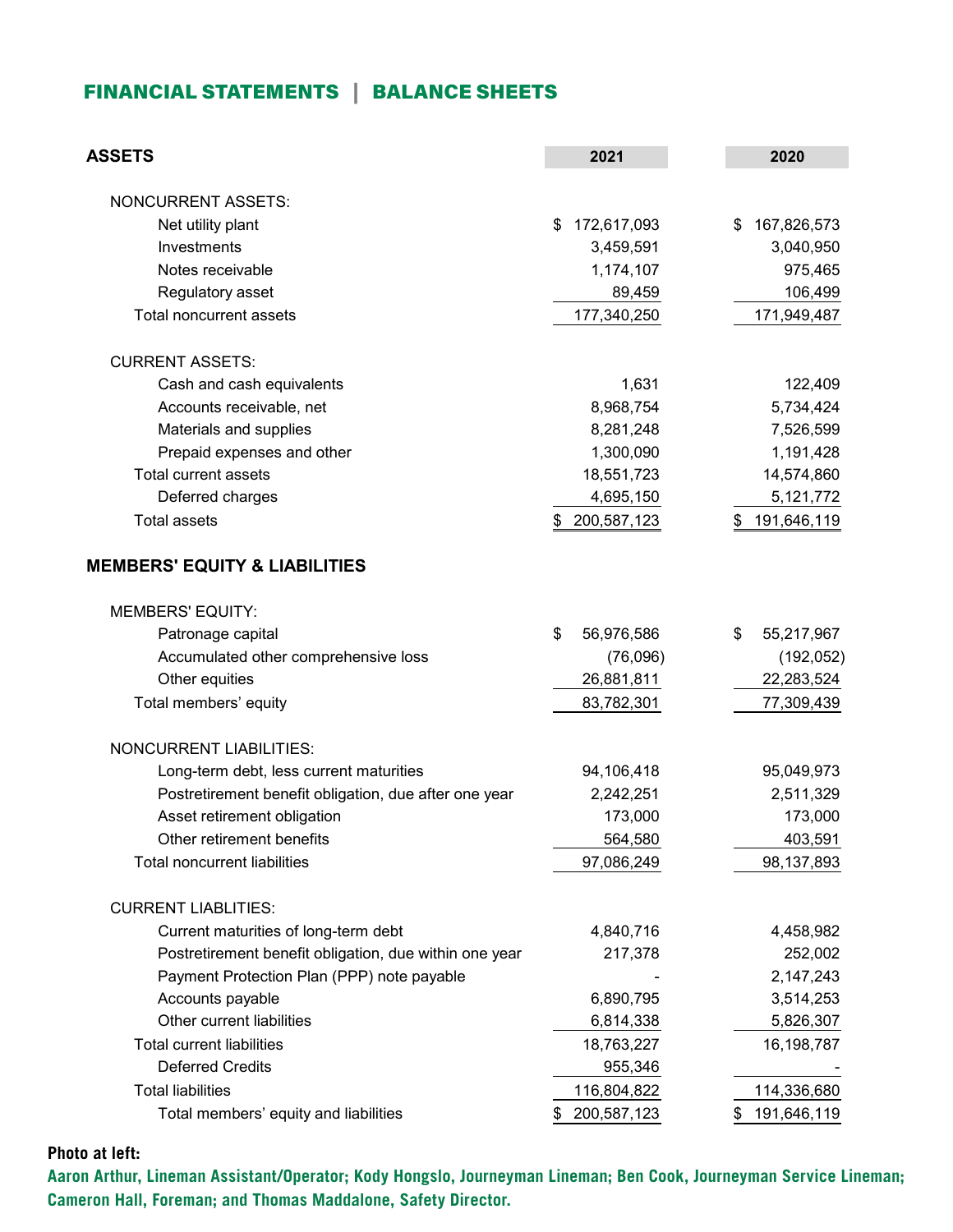## FINANCIAL STATEMENTS | BALANCE SHEETS

| ASSETS | 2021 | 2020 |
|---|---|---|
| NONCURRENT ASSETS: | | |
| Net utility plant | $ 172,617,093 | $ 167,826,573 |
| Investments | 3,459,591 | 3,040,950 |
| Notes receivable | 1,174,107 | 975,465 |
| Regulatory asset | 89,459 | 106,499 |
| Total noncurrent assets | 177,340,250 | 171,949,487 |
| CURRENT ASSETS: | | |
| Cash and cash equivalents | 1,631 | 122,409 |
| Accounts receivable, net | 8,968,754 | 5,734,424 |
| Materials and supplies | 8,281,248 | 7,526,599 |
| Prepaid expenses and other | 1,300,090 | 1,191,428 |
| Total current assets | 18,551,723 | 14,574,860 |
| Deferred charges | 4,695,150 | 5,121,772 |
| Total assets | $ 200,587,123 | $ 191,646,119 |

| MEMBERS' EQUITY & LIABILITIES | 2021 | 2020 |
|---|---|---|
| MEMBERS' EQUITY: | | |
| Patronage capital | $ 56,976,586 | $ 55,217,967 |
| Accumulated other comprehensive loss | (76,096) | (192,052) |
| Other equities | 26,881,811 | 22,283,524 |
| Total members' equity | 83,782,301 | 77,309,439 |
| NONCURRENT LIABILITIES: | | |
| Long-term debt, less current maturities | 94,106,418 | 95,049,973 |
| Postretirement benefit obligation, due after one year | 2,242,251 | 2,511,329 |
| Asset retirement obligation | 173,000 | 173,000 |
| Other retirement benefits | 564,580 | 403,591 |
| Total noncurrent liabilities | 97,086,249 | 98,137,893 |
| CURRENT LIABLITIES: | | |
| Current maturities of long-term debt | 4,840,716 | 4,458,982 |
| Postretirement benefit obligation, due within one year | 217,378 | 252,002 |
| Payment Protection Plan (PPP) note payable | - | 2,147,243 |
| Accounts payable | 6,890,795 | 3,514,253 |
| Other current liabilities | 6,814,338 | 5,826,307 |
| Total current liabilities | 18,763,227 | 16,198,787 |
| Deferred Credits | 955,346 | - |
| Total liabilities | 116,804,822 | 114,336,680 |
| Total members' equity and liabilities | $ 200,587,123 | $ 191,646,119 |

**Photo at left:**

**Aaron Arthur, Lineman Assistant/Operator; Kody Hongslo, Journeyman Lineman; Ben Cook, Journeyman Service Lineman; Cameron Hall, Foreman; and Thomas Maddalone, Safety Director.**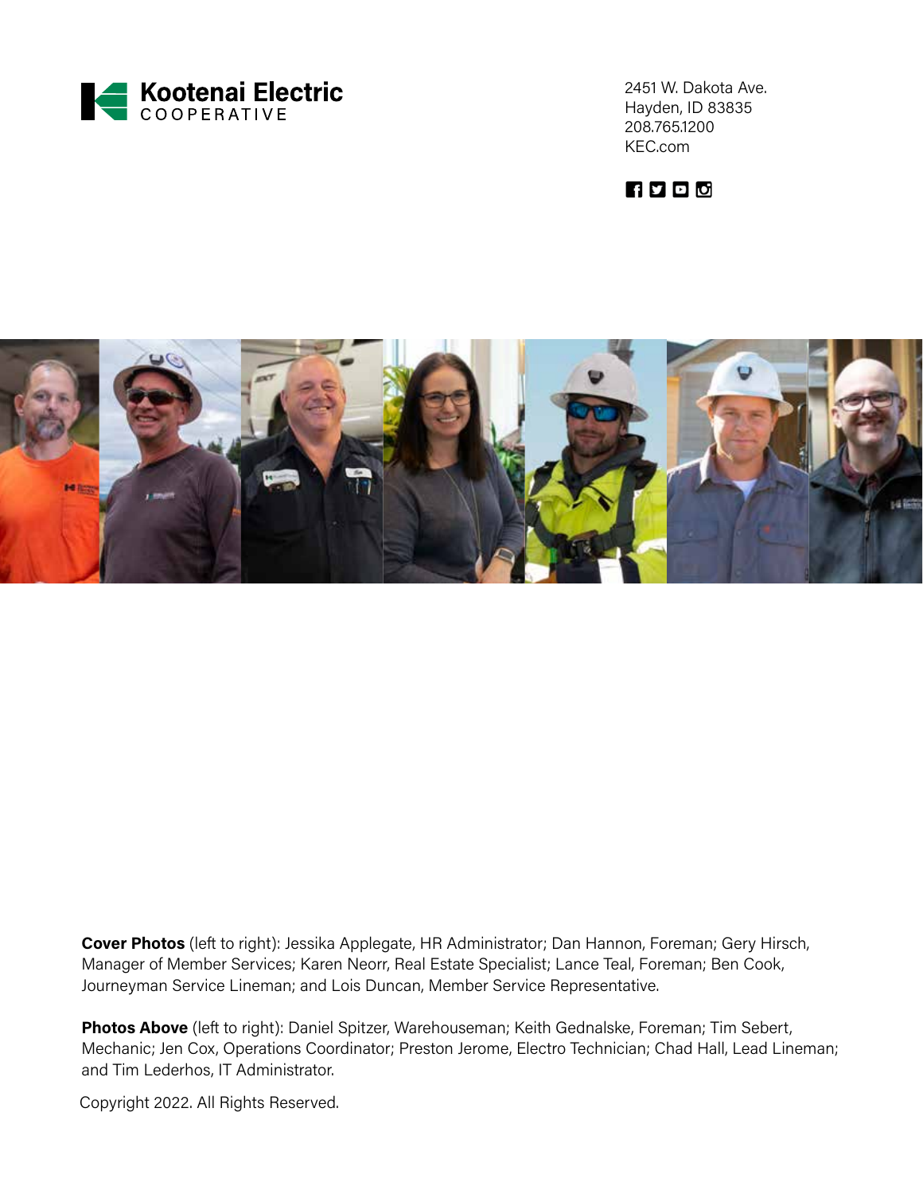Kootenai Electric
COOPERATIVE

2451 W. Dakota Ave.
Hayden, ID 83835
208.765.1200
KEC.com

**Cover Photos** (left to right): Jessika Applegate, HR Administrator; Dan Hannon, Foreman; Gery Hirsch, Manager of Member Services; Karen Neorr, Real Estate Specialist; Lance Teal, Foreman; Ben Cook, Journeyman Service Lineman; and Lois Duncan, Member Service Representative.

**Photos Above** (left to right): Daniel Spitzer, Warehouseman; Keith Gednalske, Foreman; Tim Sebert, Mechanic; Jen Cox, Operations Coordinator; Preston Jerome, Electro Technician; Chad Hall, Lead Lineman; and Tim Lederhos, IT Administrator.

Copyright 2022. All Rights Reserved.